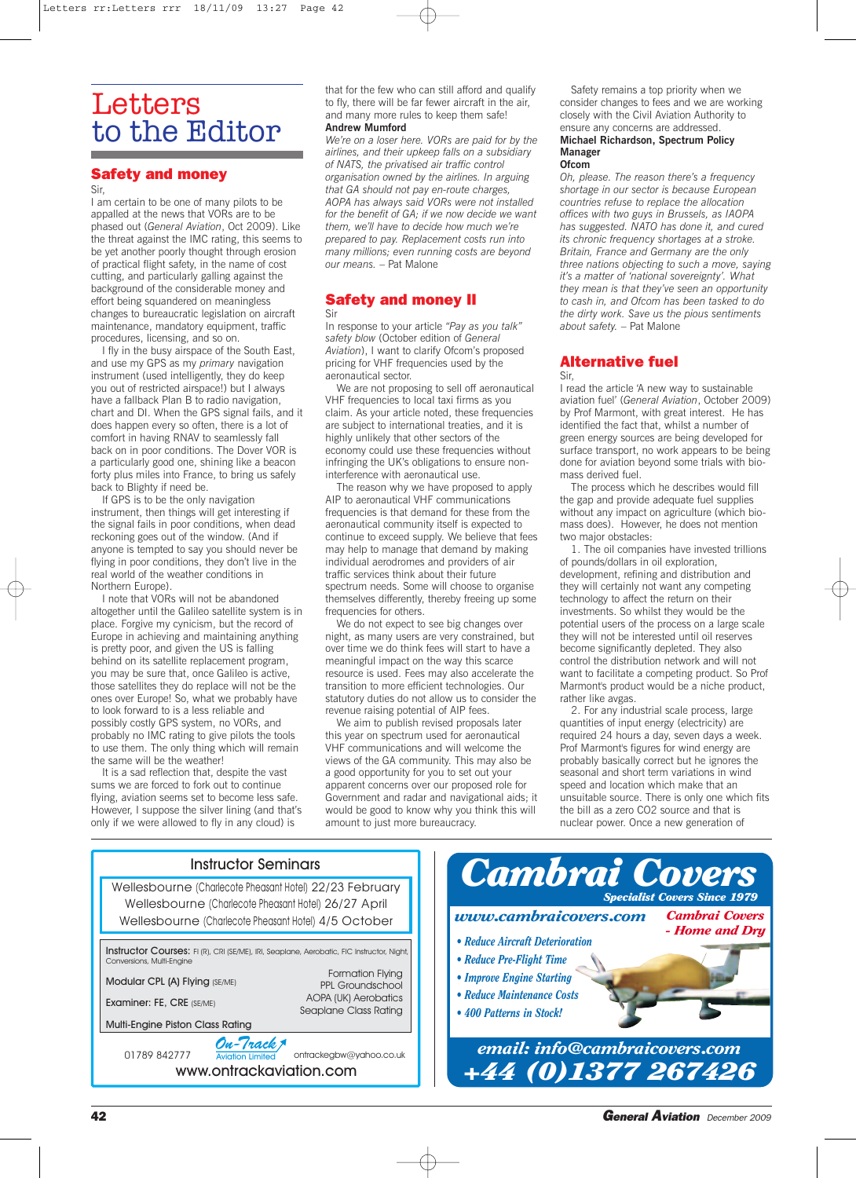# Letters to the Editor

## Safety and money

Sir,

I am certain to be one of many pilots to be appalled at the news that VORs are to be phased out (*General Aviation*, Oct 2009). Like the threat against the IMC rating, this seems to be yet another poorly thought through erosion of practical flight safety, in the name of cost cutting, and particularly galling against the background of the considerable money and effort being squandered on meaningless changes to bureaucratic legislation on aircraft maintenance, mandatory equipment, traffic procedures, licensing, and so on.

I fly in the busy airspace of the South East, and use my GPS as my *primary* navigation instrument (used intelligently, they do keep you out of restricted airspace!) but I always have a fallback Plan B to radio navigation, chart and DI. When the GPS signal fails, and it does happen every so often, there is a lot of comfort in having RNAV to seamlessly fall back on in poor conditions. The Dover VOR is a particularly good one, shining like a beacon forty plus miles into France, to bring us safely back to Blighty if need be.

If GPS is to be the only navigation instrument, then things will get interesting if the signal fails in poor conditions, when dead reckoning goes out of the window. (And if anyone is tempted to say you should never be flying in poor conditions, they don't live in the real world of the weather conditions in Northern Europe).

I note that VORs will not be abandoned altogether until the Galileo satellite system is in place. Forgive my cynicism, but the record of Europe in achieving and maintaining anything is pretty poor, and given the US is falling behind on its satellite replacement program, you may be sure that, once Galileo is active, those satellites they do replace will not be the ones over Europe! So, what we probably have to look forward to is a less reliable and possibly costly GPS system, no VORs, and probably no IMC rating to give pilots the tools to use them. The only thing which will remain the same will be the weather!

It is a sad reflection that, despite the vast sums we are forced to fork out to continue flying, aviation seems set to become less safe. However, I suppose the silver lining (and that's only if we were allowed to fly in any cloud) is that for the few who can still afford and qualify to fly, there will be far fewer aircraft in the air, and many more rules to keep them safe!

**Andrew Mumford**

*We're on a loser here. VORs are paid for by the airlines, and their upkeep falls on a subsidiary of NATS, the privatised air traffic control organisation owned by the airlines. In arguing that GA should not pay en-route charges, AOPA has always said VORs were not installed for the benefit of GA; if we now decide we want them, we'll have to decide how much we're prepared to pay. Replacement costs run into many millions; even running costs are beyond our means.* – Pat Malone

## Safety and money II

Sir

In response to your article *"Pay as you talk" safety blow* (October edition of *General Aviation*), I want to clarify Ofcom's proposed pricing for VHF frequencies used by the aeronautical sector.

We are not proposing to sell off aeronautical VHF frequencies to local taxi firms as you claim. As your article noted, these frequencies are subject to international treaties, and it is highly unlikely that other sectors of the economy could use these frequencies without infringing the UK's obligations to ensure non-interference with aeronautical use.

The reason why we have proposed to apply AIP to aeronautical VHF communications frequencies is that demand for these from the aeronautical community itself is expected to continue to exceed supply. We believe that fees may help to manage that demand by making individual aerodromes and providers of air traffic services think about their future spectrum needs. Some will choose to organise themselves differently, thereby freeing up some frequencies for others.

We do not expect to see big changes over night, as many users are very constrained, but over time we do think fees will start to have a meaningful impact on the way this scarce resource is used. Fees may also accelerate the transition to more efficient technologies. Our statutory duties do not allow us to consider the revenue raising potential of AIP fees.

We aim to publish revised proposals later this year on spectrum used for aeronautical VHF communications and will welcome the views of the GA community. This may also be a good opportunity for you to set out your apparent concerns over our proposed role for Government and radar and navigational aids; it would be good to know why you think this will amount to just more bureaucracy.

Safety remains a top priority when we consider changes to fees and we are working closely with the Civil Aviation Authority to ensure any concerns are addressed.

**Michael Richardson, Spectrum Policy Manager**
**Ofcom**

*Oh, please. The reason there's a frequency shortage in our sector is because European countries refuse to replace the allocation offices with two guys in Brussels, as IAOPA has suggested. NATO has done it, and cured its chronic frequency shortages at a stroke. Britain, France and Germany are the only three nations objecting to such a move, saying it's a matter of 'national sovereignty'. What they mean is that they've seen an opportunity to cash in, and Ofcom has been tasked to do the dirty work. Save us the pious sentiments about safety.* – Pat Malone

## Alternative fuel

Sir,

I read the article 'A new way to sustainable aviation fuel' (*General Aviation*, October 2009) by Prof Marmont, with great interest. He has identified the fact that, whilst a number of green energy sources are being developed for surface transport, no work appears to be being done for aviation beyond some trials with bio-mass derived fuel.

The process which he describes would fill the gap and provide adequate fuel supplies without any impact on agriculture (which bio-mass does). However, he does not mention two major obstacles:

1. The oil companies have invested trillions of pounds/dollars in oil exploration, development, refining and distribution and they will certainly not want any competing technology to affect the return on their investments. So whilst they would be the potential users of the process on a large scale they will not be interested until oil reserves become significantly depleted. They also control the distribution network and will not want to facilitate a competing product. So Prof Marmont's product would be a niche product, rather like avgas.

2. For any industrial scale process, large quantities of input energy (electricity) are required 24 hours a day, seven days a week. Prof Marmont's figures for wind energy are probably basically correct but he ignores the seasonal and short term variations in wind speed and location which make that an unsuitable source. There is only one which fits the bill as a zero $CO_2$ source and that is nuclear power. Once a new generation of

---

**Instructor Seminars**

Wellesbourne (Charlecote Pheasant Hotel) 22/23 February
Wellesbourne (Charlecote Pheasant Hotel) 26/27 April
Wellesbourne (Charlecote Pheasant Hotel) 4/5 October

Instructor Courses: FI (R), CRI (SE/ME), IRI, Seaplane, Aerobatic, FIC Instructor, Night, Conversions, Multi-Engine

Modular CPL (A) Flying (SE/ME)
Examiner: FE, CRE (SE/ME)
Multi-Engine Piston Class Rating

Formation Flying
PPL Groundschool
AOPA (UK) Aerobatics
Seaplane Class Rating

On-Track Aviation Limited
01789 842777 ontrackegbw@yahoo.co.uk
www.ontrackaviation.com

---

**Cambrai Covers**
Specialist Covers Since 1979
www.cambraicovers.com
Cambrai Covers - Home and Dry

- Reduce Aircraft Deterioration
- Reduce Pre-Flight Time
- Improve Engine Starting
- Reduce Maintenance Costs
- 400 Patterns in Stock!

email: info@cambraicovers.com
+44 (0)1377 267426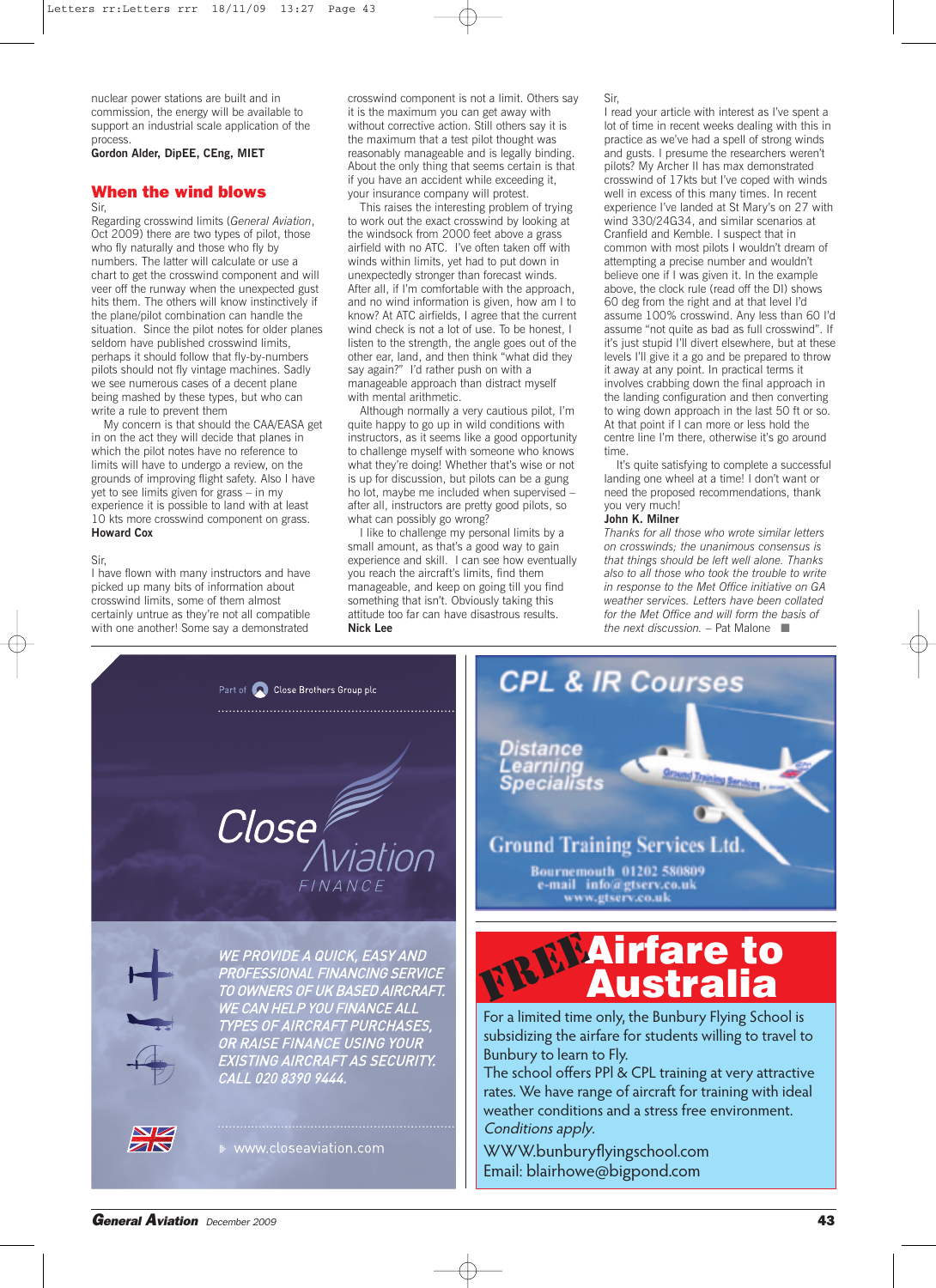nuclear power stations are built and in commission, the energy will be available to support an industrial scale application of the process.

**Gordon Alder, DipEE, CEng, MIET**

## When the wind blows

Sir,

Regarding crosswind limits (*General Aviation*, Oct 2009) there are two types of pilot, those who fly naturally and those who fly by numbers. The latter will calculate or use a chart to get the crosswind component and will veer off the runway when the unexpected gust hits them. The others will know instinctively if the plane/pilot combination can handle the situation. Since the pilot notes for older planes seldom have published crosswind limits, perhaps it should follow that fly-by-numbers pilots should not fly vintage machines. Sadly we see numerous cases of a decent plane being mashed by these types, but who can write a rule to prevent them

My concern is that should the CAA/EASA get in on the act they will decide that planes in which the pilot notes have no reference to limits will have to undergo a review, on the grounds of improving flight safety. Also I have yet to see limits given for grass – in my experience it is possible to land with at least 10 kts more crosswind component on grass.

**Howard Cox**

Sir,

I have flown with many instructors and have picked up many bits of information about crosswind limits, some of them almost certainly untrue as they're not all compatible with one another! Some say a demonstrated crosswind component is not a limit. Others say it is the maximum you can get away with without corrective action. Still others say it is the maximum that a test pilot thought was reasonably manageable and is legally binding. About the only thing that seems certain is that if you have an accident while exceeding it, your insurance company will protest.

This raises the interesting problem of trying to work out the exact crosswind by looking at the windsock from 2000 feet above a grass airfield with no ATC. I've often taken off with winds within limits, yet had to put down in unexpectedly stronger than forecast winds. After all, if I'm comfortable with the approach, and no wind information is given, how am I to know? At ATC airfields, I agree that the current wind check is not a lot of use. To be honest, I listen to the strength, the angle goes out of the other ear, land, and then think "what did they say again?" I'd rather push on with a manageable approach than distract myself with mental arithmetic.

Although normally a very cautious pilot, I'm quite happy to go up in wild conditions with instructors, as it seems like a good opportunity to challenge myself with someone who knows what they're doing! Whether that's wise or not is up for discussion, but pilots can be a gung ho lot, maybe me included when supervised – after all, instructors are pretty good pilots, so what can possibly go wrong?

I like to challenge my personal limits by a small amount, as that's a good way to gain experience and skill. I can see how eventually you reach the aircraft's limits, find them manageable, and keep on going till you find something that isn't. Obviously taking this attitude too far can have disastrous results.

**Nick Lee**

Sir,

I read your article with interest as I've spent a lot of time in recent weeks dealing with this in practice as we've had a spell of strong winds and gusts. I presume the researchers weren't pilots? My Archer II has max demonstrated crosswind of 17kts but I've coped with winds well in excess of this many times. In recent experience I've landed at St Mary's on 27 with wind 330/24G34, and similar scenarios at Cranfield and Kemble. I suspect that in common with most pilots I wouldn't dream of attempting a precise number and wouldn't believe one if I was given it. In the example above, the clock rule (read off the DI) shows 60 deg from the right and at that level I'd assume 100% crosswind. Any less than 60 I'd assume "not quite as bad as full crosswind". If it's just stupid I'll divert elsewhere, but at these levels I'll give it a go and be prepared to throw it away at any point. In practical terms it involves crabbing down the final approach in the landing configuration and then converting to wing down approach in the last 50 ft or so. At that point if I can more or less hold the centre line I'm there, otherwise it's go around time.

It's quite satisfying to complete a successful landing one wheel at a time! I don't want or need the proposed recommendations, thank you very much!

**John K. Milner**

*Thanks for all those who wrote similar letters on crosswinds; the unanimous consensus is that things should be left well alone. Thanks also to all those who took the trouble to write in response to the Met Office initiative on GA weather services. Letters have been collated for the Met Office and will form the basis of the next discussion.* – Pat Malone

---

Part of Close Brothers Group plc

Close Aviation FINANCE

WE PROVIDE A QUICK, EASY AND PROFESSIONAL FINANCING SERVICE TO OWNERS OF UK BASED AIRCRAFT. WE CAN HELP YOU FINANCE ALL TYPES OF AIRCRAFT PURCHASES, OR RAISE FINANCE USING YOUR EXISTING AIRCRAFT AS SECURITY. CALL 020 8390 9444.

www.closeaviation.com

---

CPL & IR Courses

Distance Learning Specialists

Ground Training Services Ltd.

Bournemouth 01202 580809
e-mail info@gtserv.co.uk
www.gtserv.co.uk

---

FREE Airfare to Australia

For a limited time only, the Bunbury Flying School is subsidizing the airfare for students willing to travel to Bunbury to learn to Fly.

The school offers PPL & CPL training at very attractive rates. We have range of aircraft for training with ideal weather conditions and a stress free environment.

*Conditions apply.*

WWW.bunburyflyingschool.com
Email: blairhowe@bigpond.com